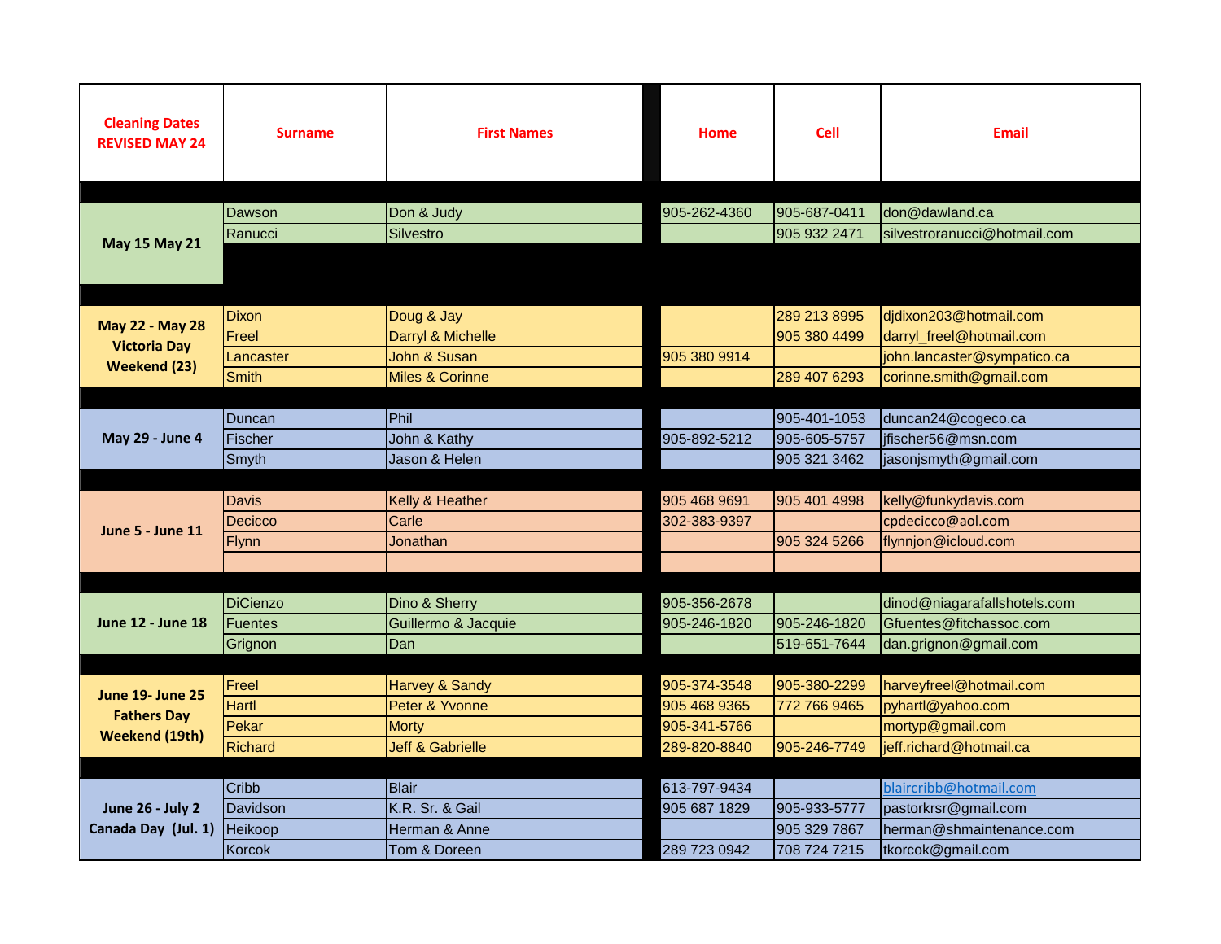| Cleaning Dates REVISED MAY 24 | Surname | First Names | Home | Cell | Email |
| --- | --- | --- | --- | --- | --- |
| May 15 May 21 | Dawson | Don & Judy | 905-262-4360 | 905-687-0411 | don@dawland.ca |
| | Ranucci | Silvestro | | 905 932 2471 | silvestroranucci@hotmail.com |
| May 22 - May 28 Victoria Day Weekend (23) | Dixon | Doug & Jay | | 289 213 8995 | djdixon203@hotmail.com |
| | Freel | Darryl & Michelle | | 905 380 4499 | darryl_freel@hotmail.com |
| | Lancaster | John & Susan | 905 380 9914 | | john.lancaster@sympatico.ca |
| | Smith | Miles & Corinne | | 289 407 6293 | corinne.smith@gmail.com |
| May 29 - June 4 | Duncan | Phil | | 905-401-1053 | duncan24@cogeco.ca |
| | Fischer | John & Kathy | 905-892-5212 | 905-605-5757 | jfischer56@msn.com |
| | Smyth | Jason & Helen | | 905 321 3462 | jasonjsmyth@gmail.com |
| June 5 - June 11 | Davis | Kelly & Heather | 905 468 9691 | 905 401 4998 | kelly@funkydavis.com |
| | Decicco | Carle | 302-383-9397 | | cpdecicco@aol.com |
| | Flynn | Jonathan | | 905 324 5266 | flynnjon@icloud.com |
| June 12 - June 18 | DiCienzo | Dino & Sherry | 905-356-2678 | | dinod@niagarafallshotels.com |
| | Fuentes | Guillermo & Jacquie | 905-246-1820 | 905-246-1820 | Gfuentes@fitchassoc.com |
| | Grignon | Dan | | 519-651-7644 | dan.grignon@gmail.com |
| June 19- June 25 Fathers Day Weekend (19th) | Freel | Harvey & Sandy | 905-374-3548 | 905-380-2299 | harveyfreel@hotmail.com |
| | Hartl | Peter & Yvonne | 905 468 9365 | 772 766 9465 | pyhartl@yahoo.com |
| | Pekar | Morty | 905-341-5766 | | mortyp@gmail.com |
| | Richard | Jeff & Gabrielle | 289-820-8840 | 905-246-7749 | jeff.richard@hotmail.ca |
| June 26 - July 2 Canada Day (Jul. 1) | Cribb | Blair | 613-797-9434 | | blaircribb@hotmail.com |
| | Davidson | K.R. Sr. & Gail | 905 687 1829 | 905-933-5777 | pastorkrsr@gmail.com |
| | Heikoop | Herman & Anne | | 905 329 7867 | herman@shmaintenance.com |
| | Korcok | Tom & Doreen | 289 723 0942 | 708 724 7215 | tkorcok@gmail.com |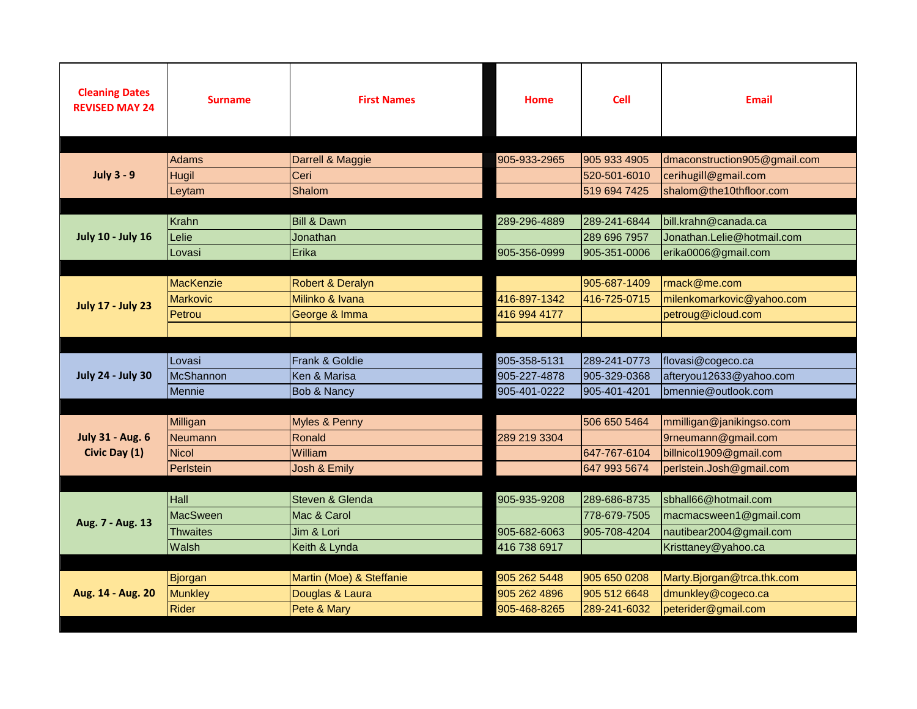| Cleaning Dates REVISED MAY 24 | Surname | First Names | Home | Cell | Email |
|---|---|---|---|---|---|
| July 3 - 9 | Adams | Darrell & Maggie | 905-933-2965 | 905 933 4905 | dmaconstruction905@gmail.com |
| | Hugil | Ceri | | 520-501-6010 | cerihugill@gmail.com |
| | Leytam | Shalom | | 519 694 7425 | shalom@the10thfloor.com |
| July 10 - July 16 | Krahn | Bill & Dawn | 289-296-4889 | 289-241-6844 | bill.krahn@canada.ca |
| | Lelie | Jonathan | | 289 696 7957 | Jonathan.Lelie@hotmail.com |
| | Lovasi | Erika | 905-356-0999 | 905-351-0006 | erika0006@gmail.com |
| July 17 - July 23 | MacKenzie | Robert & Deralyn | | 905-687-1409 | rmack@me.com |
| | Markovic | Milinko & Ivana | 416-897-1342 | 416-725-0715 | milenkomarkovic@yahoo.com |
| | Petrou | George & Imma | 416 994 4177 | | petroug@icloud.com |
| | | | | | |
| July 24 - July 30 | Lovasi | Frank & Goldie | 905-358-5131 | 289-241-0773 | flovasi@cogeco.ca |
| | McShannon | Ken & Marisa | 905-227-4878 | 905-329-0368 | afteryou12633@yahoo.com |
| | Mennie | Bob & Nancy | 905-401-0222 | 905-401-4201 | bmennie@outlook.com |
| July 31 - Aug. 6 Civic Day (1) | Milligan | Myles & Penny | | 506 650 5464 | mmilligan@janikingso.com |
| | Neumann | Ronald | 289 219 3304 | | 9rneumann@gmail.com |
| | Nicol | William | | 647-767-6104 | billnicol1909@gmail.com |
| | Perlstein | Josh & Emily | | 647 993 5674 | perlstein.Josh@gmail.com |
| Aug. 7 - Aug. 13 | Hall | Steven & Glenda | 905-935-9208 | 289-686-8735 | sbhall66@hotmail.com |
| | MacSween | Mac & Carol | | 778-679-7505 | macmacsween1@gmail.com |
| | Thwaites | Jim & Lori | 905-682-6063 | 905-708-4204 | nautibear2004@gmail.com |
| | Walsh | Keith & Lynda | 416 738 6917 | | Kristtaney@yahoo.ca |
| Aug. 14 - Aug. 20 | Bjorgan | Martin (Moe) & Steffanie | 905 262 5448 | 905 650 0208 | Marty.Bjorgan@trca.thk.com |
| | Munkley | Douglas & Laura | 905 262 4896 | 905 512 6648 | dmunkley@cogeco.ca |
| | Rider | Pete & Mary | 905-468-8265 | 289-241-6032 | peterider@gmail.com |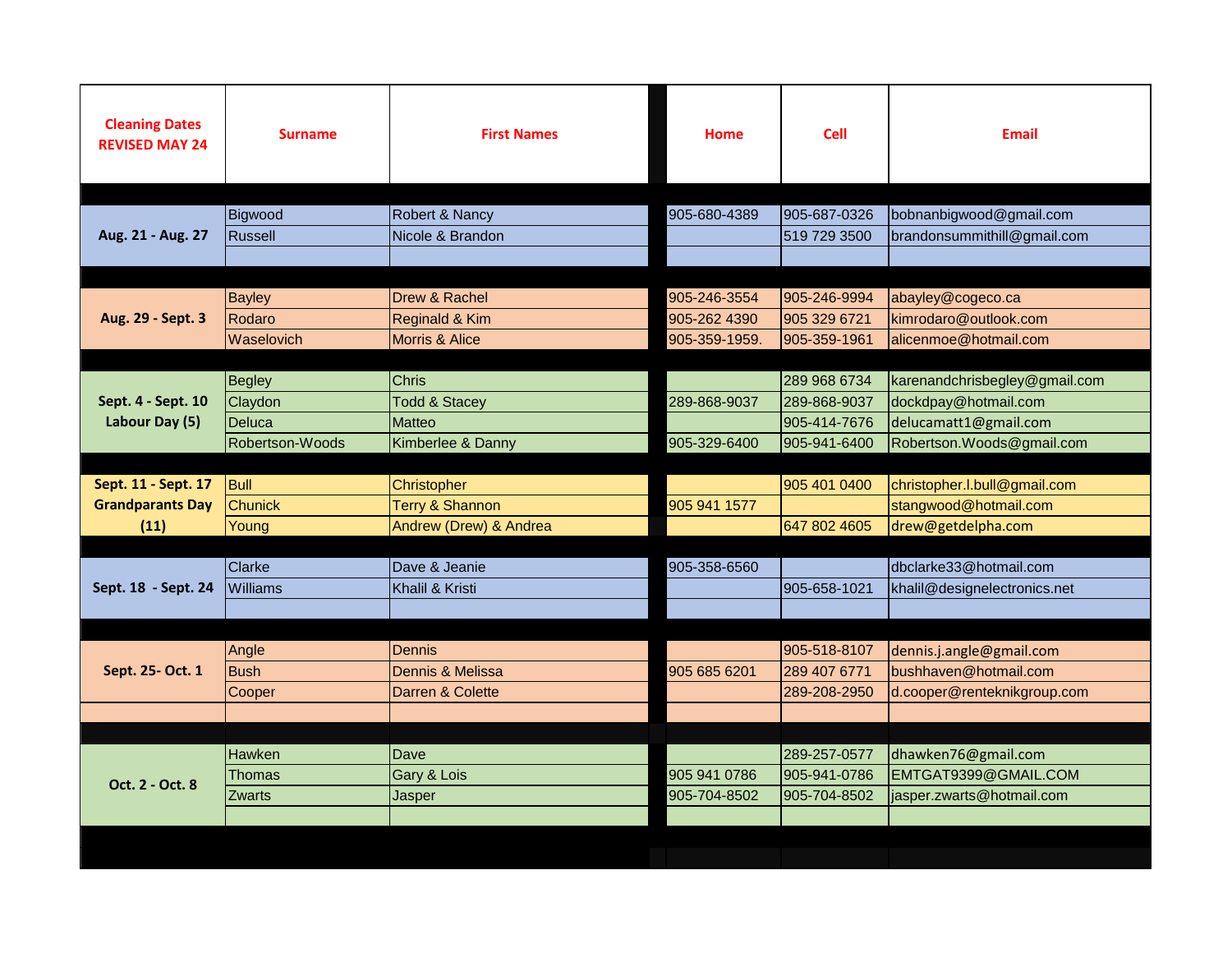| Cleaning Dates REVISED MAY 24 | Surname | First Names | Home | Cell | Email |
| --- | --- | --- | --- | --- | --- |
| Aug. 21 - Aug. 27 | Bigwood | Robert & Nancy | 905-680-4389 | 905-687-0326 | bobnanbigwood@gmail.com |
| | Russell | Nicole & Brandon | | 519 729 3500 | brandonsummithill@gmail.com |
| Aug. 29 - Sept. 3 | Bayley | Drew & Rachel | 905-246-3554 | 905-246-9994 | abayley@cogeco.ca |
| | Rodaro | Reginald & Kim | 905-262 4390 | 905 329 6721 | kimrodaro@outlook.com |
| | Waselovich | Morris & Alice | 905-359-1959. | 905-359-1961 | alicenmoe@hotmail.com |
| Sept. 4 - Sept. 10 Labour Day (5) | Begley | Chris | | 289 968 6734 | karenandchrisbegley@gmail.com |
| | Claydon | Todd & Stacey | 289-868-9037 | 289-868-9037 | dockdpay@hotmail.com |
| | Deluca | Matteo | | 905-414-7676 | delucamatt1@gmail.com |
| | Robertson-Woods | Kimberlee & Danny | 905-329-6400 | 905-941-6400 | Robertson.Woods@gmail.com |
| Sept. 11 - Sept. 17 Grandparants Day (11) | Bull | Christopher | | 905 401 0400 | christopher.l.bull@gmail.com |
| | Chunick | Terry & Shannon | 905 941 1577 | | stangwood@hotmail.com |
| | Young | Andrew (Drew) & Andrea | | 647 802 4605 | drew@getdelpha.com |
| Sept. 18 - Sept. 24 | Clarke | Dave & Jeanie | 905-358-6560 | | dbclarke33@hotmail.com |
| | Williams | Khalil & Kristi | | 905-658-1021 | khalil@designelectronics.net |
| Sept. 25- Oct. 1 | Angle | Dennis | | 905-518-8107 | dennis.j.angle@gmail.com |
| | Bush | Dennis & Melissa | 905 685 6201 | 289 407 6771 | bushhaven@hotmail.com |
| | Cooper | Darren & Colette | | 289-208-2950 | d.cooper@renteknikgroup.com |
| Oct. 2 - Oct. 8 | Hawken | Dave | | 289-257-0577 | dhawken76@gmail.com |
| | Thomas | Gary & Lois | 905 941 0786 | 905-941-0786 | EMTGAT9399@GMAIL.COM |
| | Zwarts | Jasper | 905-704-8502 | 905-704-8502 | jasper.zwarts@hotmail.com |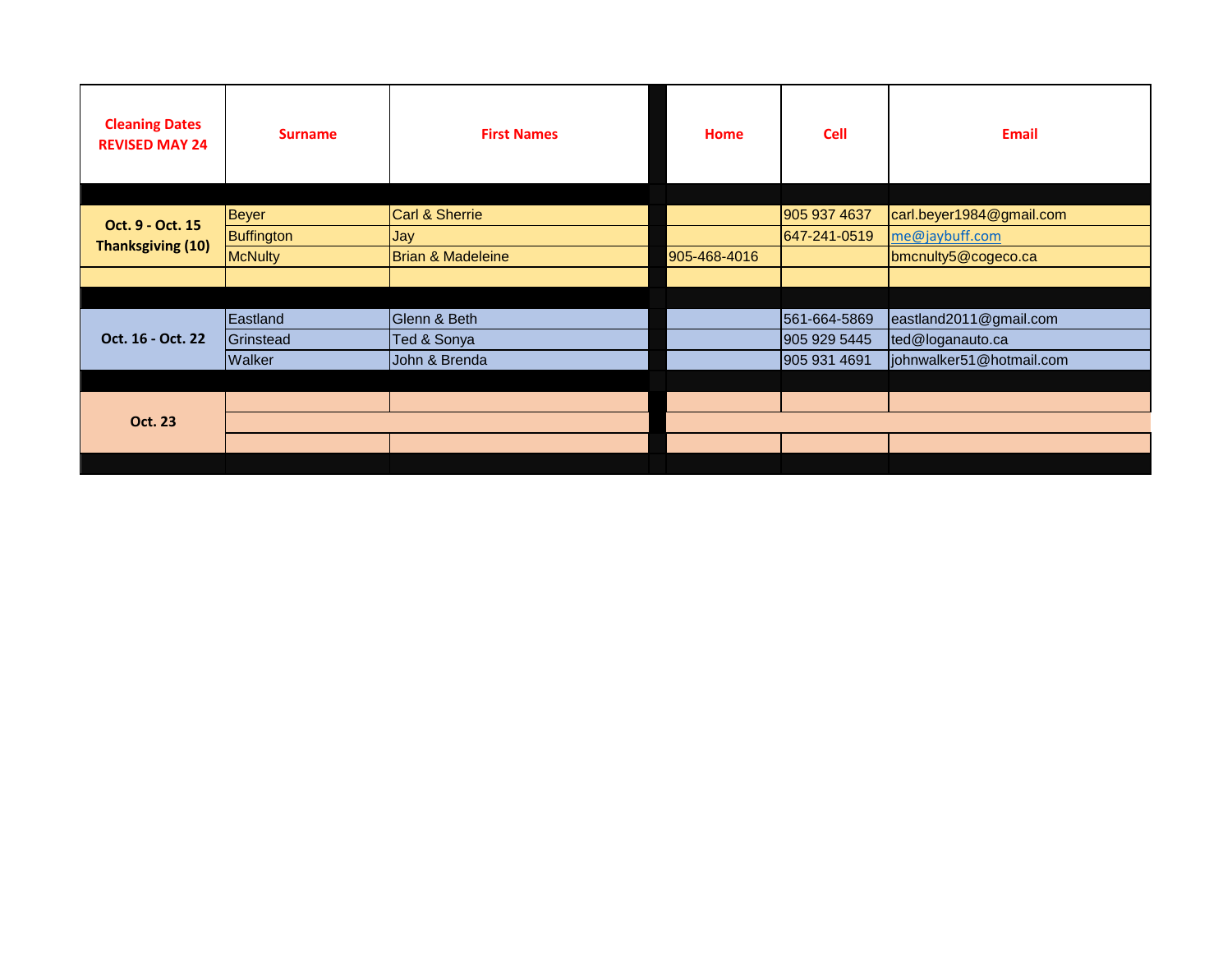| Cleaning Dates REVISED MAY 24 | Surname | First Names | Home | Cell | Email |
|---|---|---|---|---|---|
| Oct. 9 - Oct. 15 Thanksgiving (10) | Beyer | Carl & Sherrie | | 905 937 4637 | carl.beyer1984@gmail.com |
| | Buffington | Jay | | 647-241-0519 | me@jaybuff.com |
| | McNulty | Brian & Madeleine | 905-468-4016 | | bmcnulty5@cogeco.ca |
| Oct. 16 - Oct. 22 | Eastland | Glenn & Beth | | 561-664-5869 | eastland2011@gmail.com |
| | Grinstead | Ted & Sonya | | 905 929 5445 | ted@loganauto.ca |
| | Walker | John & Brenda | | 905 931 4691 | johnwalker51@hotmail.com |
| Oct. 23 | | | | | |